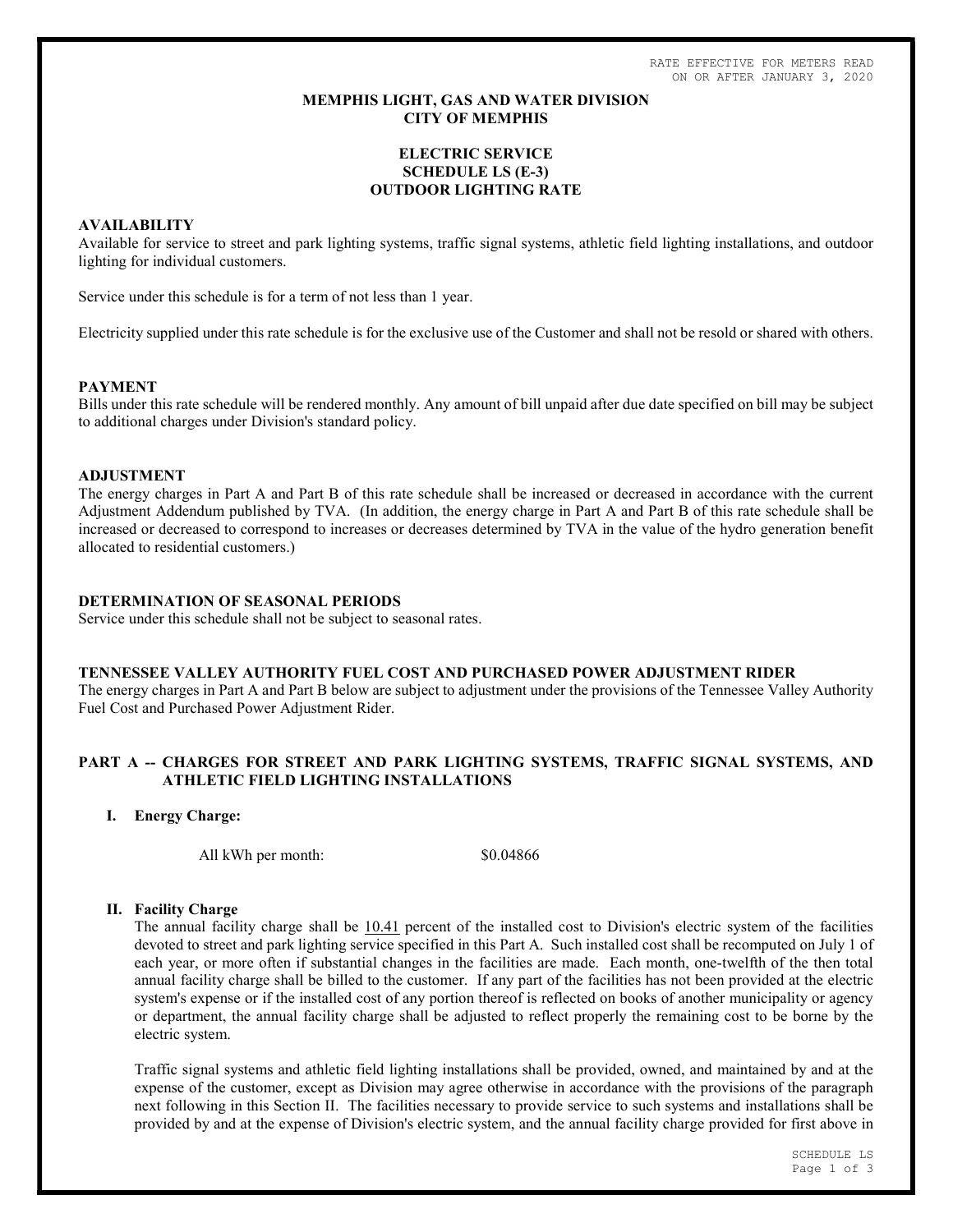RATE EFFECTIVE FOR METERS READ ON OR AFTER JANUARY 3, 2020

**MEMPHIS LIGHT, GAS AND WATER DIVISION**
**CITY OF MEMPHIS**

**ELECTRIC SERVICE**
**SCHEDULE LS (E-3)**
**OUTDOOR LIGHTING RATE**

## AVAILABILITY

Available for service to street and park lighting systems, traffic signal systems, athletic field lighting installations, and outdoor lighting for individual customers.

Service under this schedule is for a term of not less than 1 year.

Electricity supplied under this rate schedule is for the exclusive use of the Customer and shall not be resold or shared with others.

## PAYMENT

Bills under this rate schedule will be rendered monthly. Any amount of bill unpaid after due date specified on bill may be subject to additional charges under Division's standard policy.

## ADJUSTMENT

The energy charges in Part A and Part B of this rate schedule shall be increased or decreased in accordance with the current Adjustment Addendum published by TVA. (In addition, the energy charge in Part A and Part B of this rate schedule shall be increased or decreased to correspond to increases or decreases determined by TVA in the value of the hydro generation benefit allocated to residential customers.)

## DETERMINATION OF SEASONAL PERIODS

Service under this schedule shall not be subject to seasonal rates.

## TENNESSEE VALLEY AUTHORITY FUEL COST AND PURCHASED POWER ADJUSTMENT RIDER

The energy charges in Part A and Part B below are subject to adjustment under the provisions of the Tennessee Valley Authority Fuel Cost and Purchased Power Adjustment Rider.

## PART A -- CHARGES FOR STREET AND PARK LIGHTING SYSTEMS, TRAFFIC SIGNAL SYSTEMS, AND ATHLETIC FIELD LIGHTING INSTALLATIONS

### I. Energy Charge:

All kWh per month: $0.04866

### II. Facility Charge

The annual facility charge shall be 10.41 percent of the installed cost to Division's electric system of the facilities devoted to street and park lighting service specified in this Part A. Such installed cost shall be recomputed on July 1 of each year, or more often if substantial changes in the facilities are made. Each month, one-twelfth of the then total annual facility charge shall be billed to the customer. If any part of the facilities has not been provided at the electric system's expense or if the installed cost of any portion thereof is reflected on books of another municipality or agency or department, the annual facility charge shall be adjusted to reflect properly the remaining cost to be borne by the electric system.

Traffic signal systems and athletic field lighting installations shall be provided, owned, and maintained by and at the expense of the customer, except as Division may agree otherwise in accordance with the provisions of the paragraph next following in this Section II. The facilities necessary to provide service to such systems and installations shall be provided by and at the expense of Division's electric system, and the annual facility charge provided for first above in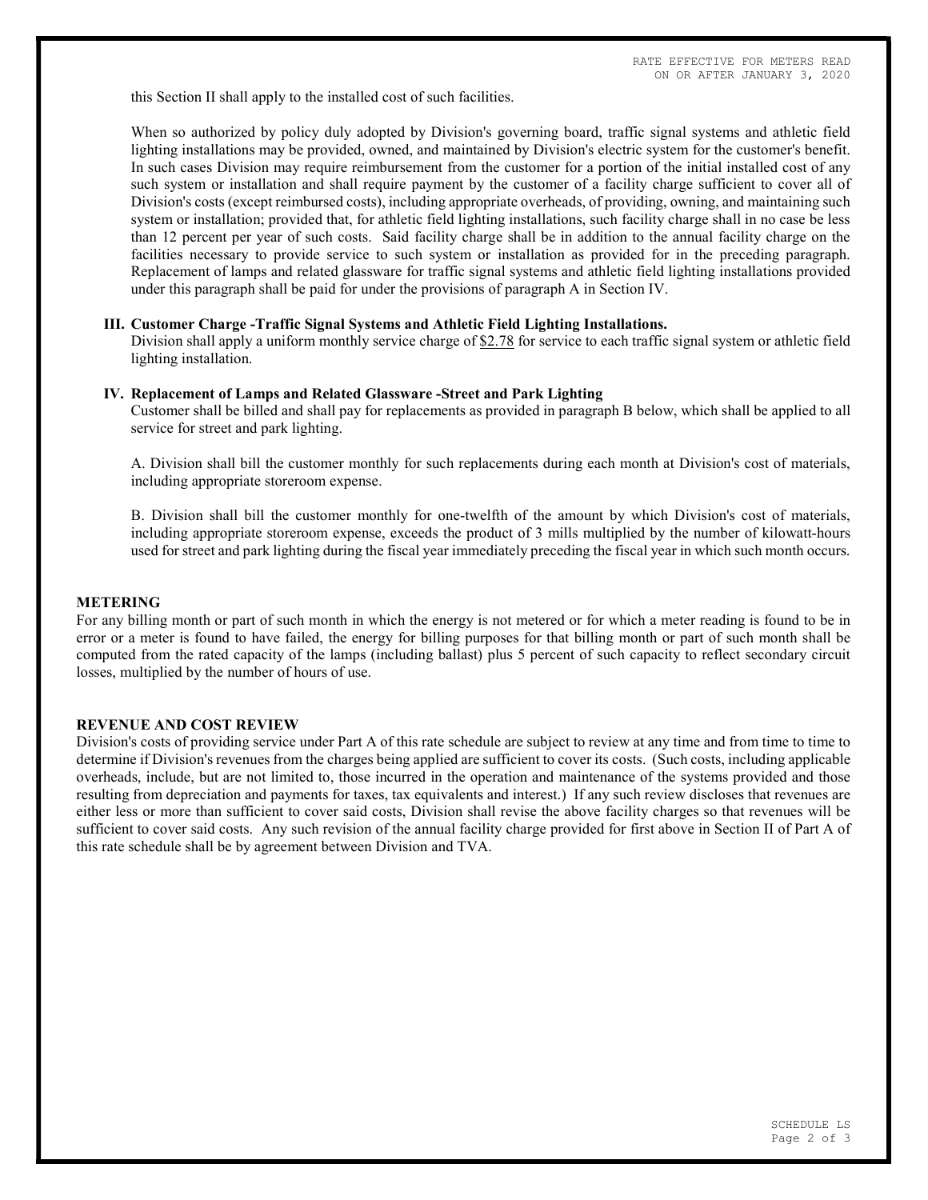this Section II shall apply to the installed cost of such facilities.

When so authorized by policy duly adopted by Division's governing board, traffic signal systems and athletic field lighting installations may be provided, owned, and maintained by Division's electric system for the customer's benefit. In such cases Division may require reimbursement from the customer for a portion of the initial installed cost of any such system or installation and shall require payment by the customer of a facility charge sufficient to cover all of Division's costs (except reimbursed costs), including appropriate overheads, of providing, owning, and maintaining such system or installation; provided that, for athletic field lighting installations, such facility charge shall in no case be less than 12 percent per year of such costs. Said facility charge shall be in addition to the annual facility charge on the facilities necessary to provide service to such system or installation as provided for in the preceding paragraph. Replacement of lamps and related glassware for traffic signal systems and athletic field lighting installations provided under this paragraph shall be paid for under the provisions of paragraph A in Section IV.

**III. Customer Charge -Traffic Signal Systems and Athletic Field Lighting Installations.**

Division shall apply a uniform monthly service charge of $2.78 for service to each traffic signal system or athletic field lighting installation.

**IV. Replacement of Lamps and Related Glassware -Street and Park Lighting**

Customer shall be billed and shall pay for replacements as provided in paragraph B below, which shall be applied to all service for street and park lighting.

A. Division shall bill the customer monthly for such replacements during each month at Division's cost of materials, including appropriate storeroom expense.

B. Division shall bill the customer monthly for one-twelfth of the amount by which Division's cost of materials, including appropriate storeroom expense, exceeds the product of 3 mills multiplied by the number of kilowatt-hours used for street and park lighting during the fiscal year immediately preceding the fiscal year in which such month occurs.

## METERING

For any billing month or part of such month in which the energy is not metered or for which a meter reading is found to be in error or a meter is found to have failed, the energy for billing purposes for that billing month or part of such month shall be computed from the rated capacity of the lamps (including ballast) plus 5 percent of such capacity to reflect secondary circuit losses, multiplied by the number of hours of use.

## REVENUE AND COST REVIEW

Division's costs of providing service under Part A of this rate schedule are subject to review at any time and from time to time to determine if Division's revenues from the charges being applied are sufficient to cover its costs. (Such costs, including applicable overheads, include, but are not limited to, those incurred in the operation and maintenance of the systems provided and those resulting from depreciation and payments for taxes, tax equivalents and interest.) If any such review discloses that revenues are either less or more than sufficient to cover said costs, Division shall revise the above facility charges so that revenues will be sufficient to cover said costs. Any such revision of the annual facility charge provided for first above in Section II of Part A of this rate schedule shall be by agreement between Division and TVA.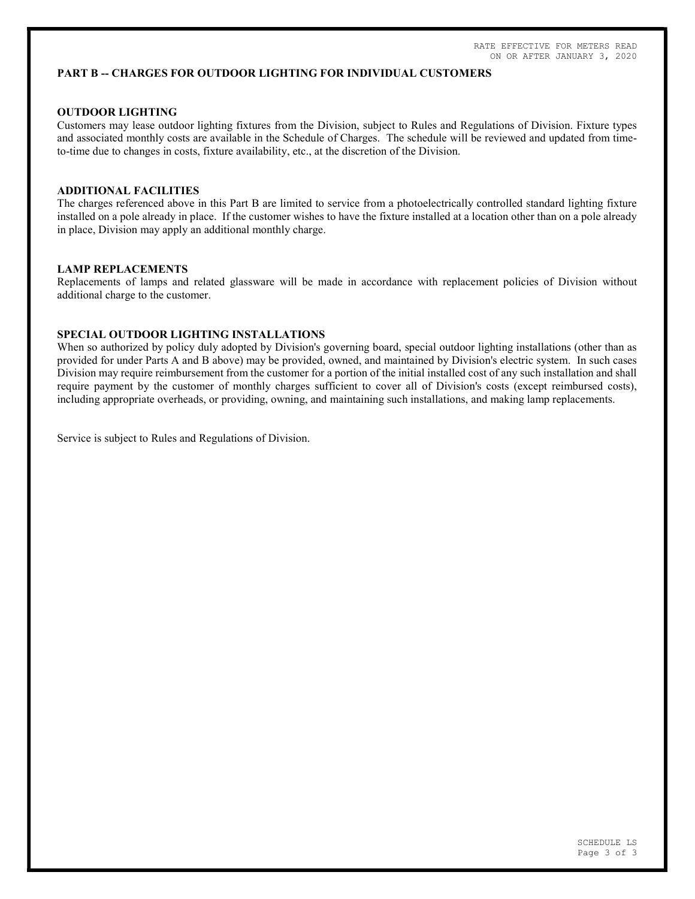RATE EFFECTIVE FOR METERS READ ON OR AFTER JANUARY 3, 2020

## PART B -- CHARGES FOR OUTDOOR LIGHTING FOR INDIVIDUAL CUSTOMERS

### OUTDOOR LIGHTING

Customers may lease outdoor lighting fixtures from the Division, subject to Rules and Regulations of Division. Fixture types and associated monthly costs are available in the Schedule of Charges. The schedule will be reviewed and updated from time-to-time due to changes in costs, fixture availability, etc., at the discretion of the Division.

### ADDITIONAL FACILITIES

The charges referenced above in this Part B are limited to service from a photoelectrically controlled standard lighting fixture installed on a pole already in place. If the customer wishes to have the fixture installed at a location other than on a pole already in place, Division may apply an additional monthly charge.

### LAMP REPLACEMENTS

Replacements of lamps and related glassware will be made in accordance with replacement policies of Division without additional charge to the customer.

### SPECIAL OUTDOOR LIGHTING INSTALLATIONS

When so authorized by policy duly adopted by Division's governing board, special outdoor lighting installations (other than as provided for under Parts A and B above) may be provided, owned, and maintained by Division's electric system. In such cases Division may require reimbursement from the customer for a portion of the initial installed cost of any such installation and shall require payment by the customer of monthly charges sufficient to cover all of Division's costs (except reimbursed costs), including appropriate overheads, or providing, owning, and maintaining such installations, and making lamp replacements.

Service is subject to Rules and Regulations of Division.

SCHEDULE LS